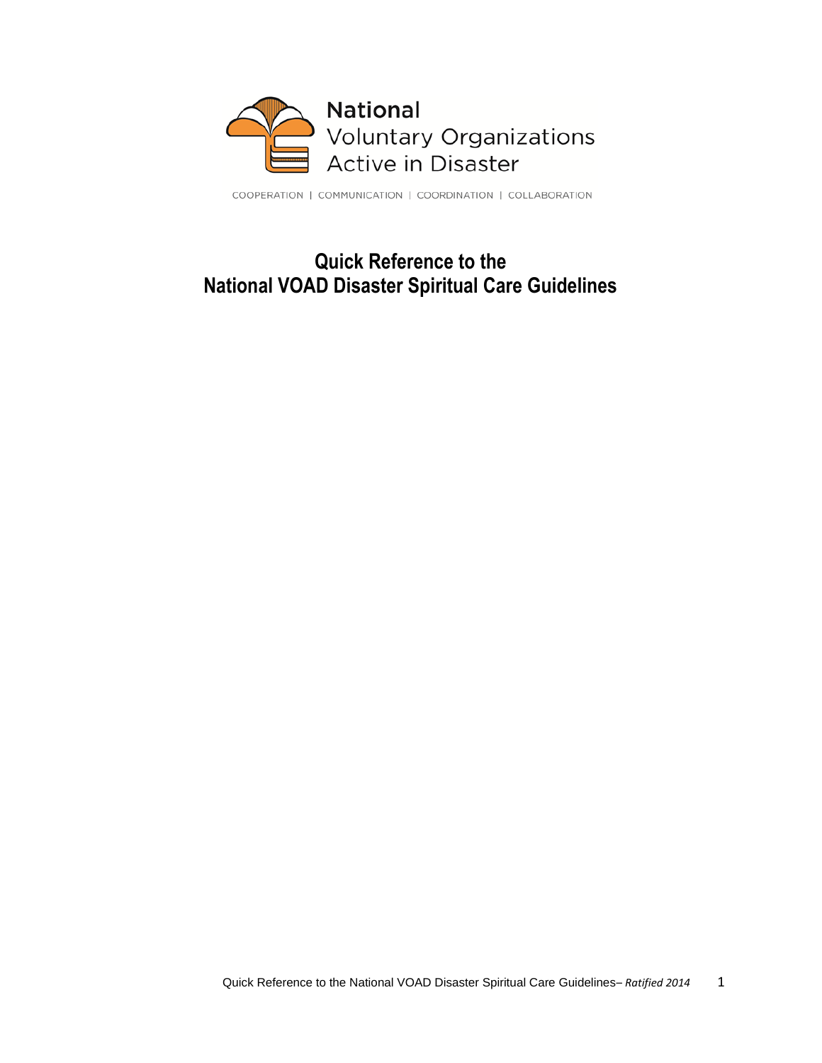National
Voluntary Organizations
Active in Disaster

COOPERATION | COMMUNICATION | COORDINATION | COLLABORATION

# Quick Reference to the National VOAD Disaster Spiritual Care Guidelines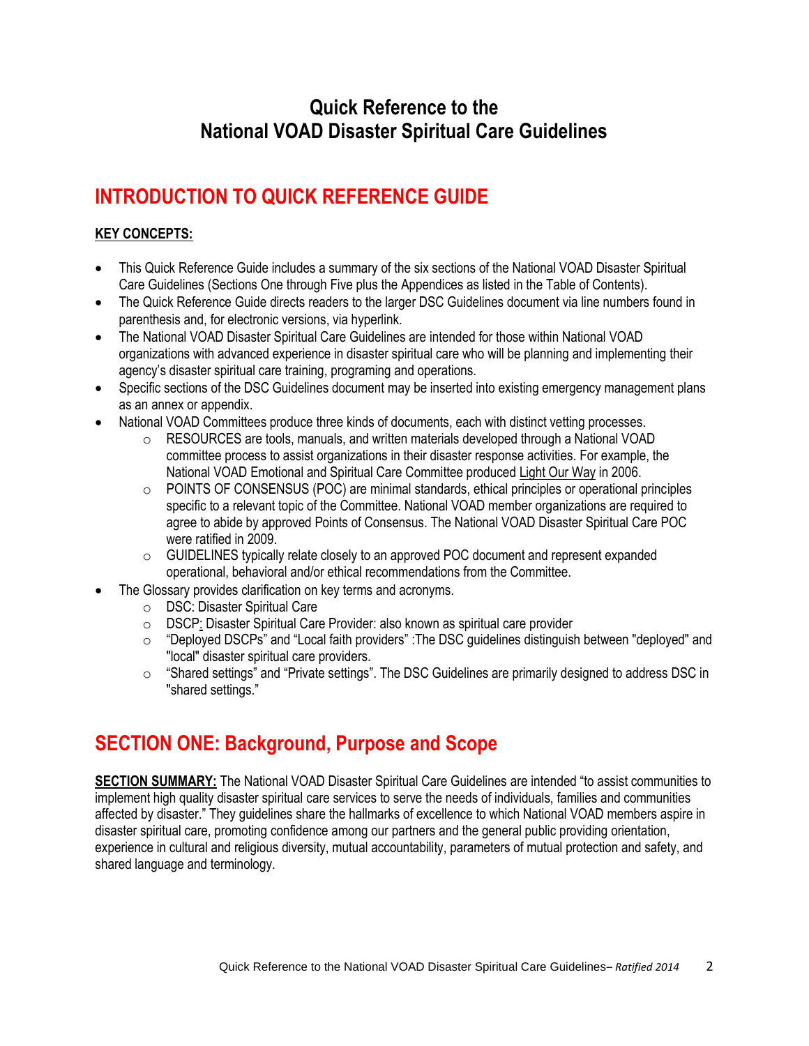# Quick Reference to the National VOAD Disaster Spiritual Care Guidelines

## INTRODUCTION TO QUICK REFERENCE GUIDE

**KEY CONCEPTS:**

- This Quick Reference Guide includes a summary of the six sections of the National VOAD Disaster Spiritual Care Guidelines (Sections One through Five plus the Appendices as listed in the Table of Contents).
- The Quick Reference Guide directs readers to the larger DSC Guidelines document via line numbers found in parenthesis and, for electronic versions, via hyperlink.
- The National VOAD Disaster Spiritual Care Guidelines are intended for those within National VOAD organizations with advanced experience in disaster spiritual care who will be planning and implementing their agency's disaster spiritual care training, programing and operations.
- Specific sections of the DSC Guidelines document may be inserted into existing emergency management plans as an annex or appendix.
- National VOAD Committees produce three kinds of documents, each with distinct vetting processes.
  - RESOURCES are tools, manuals, and written materials developed through a National VOAD committee process to assist organizations in their disaster response activities. For example, the National VOAD Emotional and Spiritual Care Committee produced Light Our Way in 2006.
  - POINTS OF CONSENSUS (POC) are minimal standards, ethical principles or operational principles specific to a relevant topic of the Committee. National VOAD member organizations are required to agree to abide by approved Points of Consensus. The National VOAD Disaster Spiritual Care POC were ratified in 2009.
  - GUIDELINES typically relate closely to an approved POC document and represent expanded operational, behavioral and/or ethical recommendations from the Committee.
- The Glossary provides clarification on key terms and acronyms.
  - DSC: Disaster Spiritual Care
  - DSCP: Disaster Spiritual Care Provider: also known as spiritual care provider
  - "Deployed DSCPs" and "Local faith providers" :The DSC guidelines distinguish between "deployed" and "local" disaster spiritual care providers.
  - "Shared settings" and "Private settings". The DSC Guidelines are primarily designed to address DSC in "shared settings."

## SECTION ONE: Background, Purpose and Scope

**SECTION SUMMARY:** The National VOAD Disaster Spiritual Care Guidelines are intended "to assist communities to implement high quality disaster spiritual care services to serve the needs of individuals, families and communities affected by disaster." They guidelines share the hallmarks of excellence to which National VOAD members aspire in disaster spiritual care, promoting confidence among our partners and the general public providing orientation, experience in cultural and religious diversity, mutual accountability, parameters of mutual protection and safety, and shared language and terminology.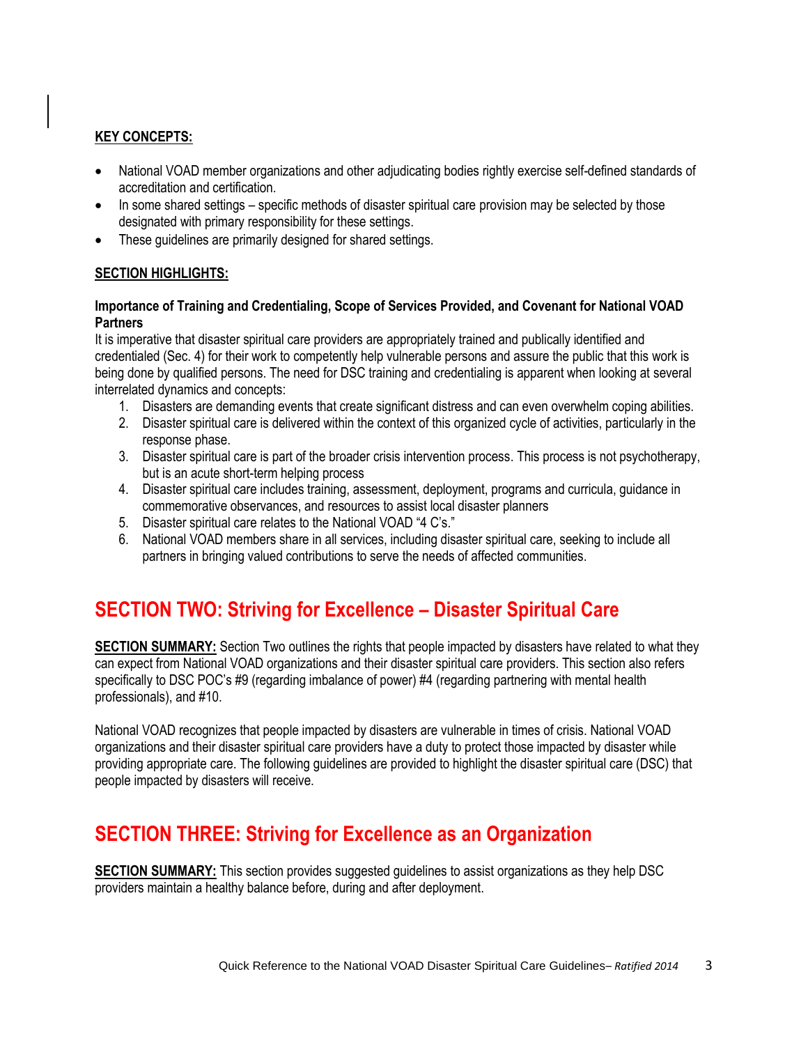**KEY CONCEPTS:**

- National VOAD member organizations and other adjudicating bodies rightly exercise self-defined standards of accreditation and certification.
- In some shared settings – specific methods of disaster spiritual care provision may be selected by those designated with primary responsibility for these settings.
- These guidelines are primarily designed for shared settings.

**SECTION HIGHLIGHTS:**

**Importance of Training and Credentialing, Scope of Services Provided, and Covenant for National VOAD Partners**

It is imperative that disaster spiritual care providers are appropriately trained and publically identified and credentialed (Sec. 4) for their work to competently help vulnerable persons and assure the public that this work is being done by qualified persons. The need for DSC training and credentialing is apparent when looking at several interrelated dynamics and concepts:

1. Disasters are demanding events that create significant distress and can even overwhelm coping abilities.
2. Disaster spiritual care is delivered within the context of this organized cycle of activities, particularly in the response phase.
3. Disaster spiritual care is part of the broader crisis intervention process. This process is not psychotherapy, but is an acute short-term helping process
4. Disaster spiritual care includes training, assessment, deployment, programs and curricula, guidance in commemorative observances, and resources to assist local disaster planners
5. Disaster spiritual care relates to the National VOAD "4 C's."
6. National VOAD members share in all services, including disaster spiritual care, seeking to include all partners in bringing valued contributions to serve the needs of affected communities.

## SECTION TWO: Striving for Excellence – Disaster Spiritual Care

**SECTION SUMMARY:** Section Two outlines the rights that people impacted by disasters have related to what they can expect from National VOAD organizations and their disaster spiritual care providers. This section also refers specifically to DSC POC's #9 (regarding imbalance of power) #4 (regarding partnering with mental health professionals), and #10.

National VOAD recognizes that people impacted by disasters are vulnerable in times of crisis. National VOAD organizations and their disaster spiritual care providers have a duty to protect those impacted by disaster while providing appropriate care. The following guidelines are provided to highlight the disaster spiritual care (DSC) that people impacted by disasters will receive.

## SECTION THREE: Striving for Excellence as an Organization

**SECTION SUMMARY:** This section provides suggested guidelines to assist organizations as they help DSC providers maintain a healthy balance before, during and after deployment.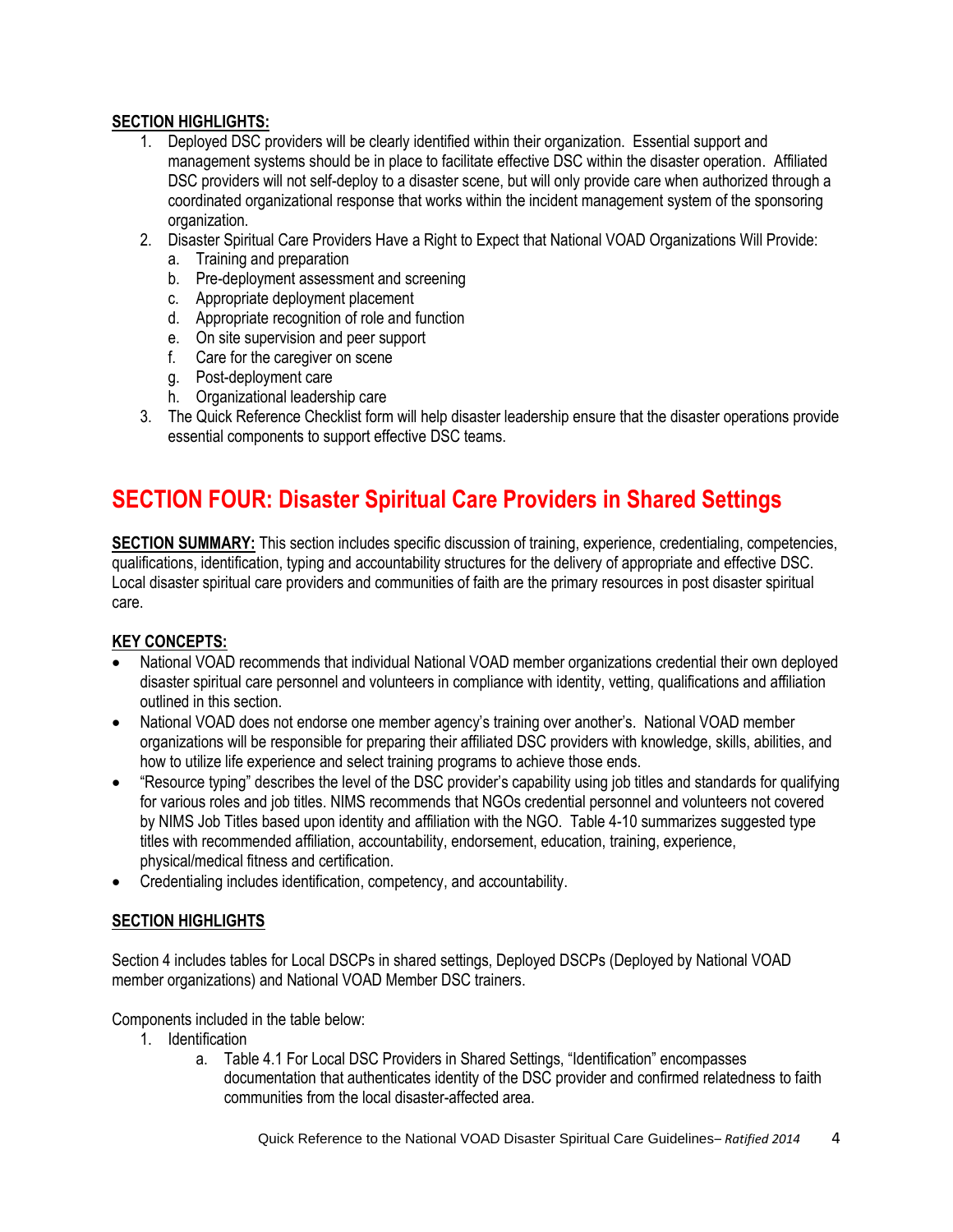**SECTION HIGHLIGHTS:**

1. Deployed DSC providers will be clearly identified within their organization. Essential support and management systems should be in place to facilitate effective DSC within the disaster operation. Affiliated DSC providers will not self-deploy to a disaster scene, but will only provide care when authorized through a coordinated organizational response that works within the incident management system of the sponsoring organization.
2. Disaster Spiritual Care Providers Have a Right to Expect that National VOAD Organizations Will Provide:
   a. Training and preparation
   b. Pre-deployment assessment and screening
   c. Appropriate deployment placement
   d. Appropriate recognition of role and function
   e. On site supervision and peer support
   f. Care for the caregiver on scene
   g. Post-deployment care
   h. Organizational leadership care
3. The Quick Reference Checklist form will help disaster leadership ensure that the disaster operations provide essential components to support effective DSC teams.

# SECTION FOUR: Disaster Spiritual Care Providers in Shared Settings

**SECTION SUMMARY:** This section includes specific discussion of training, experience, credentialing, competencies, qualifications, identification, typing and accountability structures for the delivery of appropriate and effective DSC. Local disaster spiritual care providers and communities of faith are the primary resources in post disaster spiritual care.

**KEY CONCEPTS:**

- National VOAD recommends that individual National VOAD member organizations credential their own deployed disaster spiritual care personnel and volunteers in compliance with identity, vetting, qualifications and affiliation outlined in this section.
- National VOAD does not endorse one member agency's training over another's. National VOAD member organizations will be responsible for preparing their affiliated DSC providers with knowledge, skills, abilities, and how to utilize life experience and select training programs to achieve those ends.
- "Resource typing" describes the level of the DSC provider's capability using job titles and standards for qualifying for various roles and job titles. NIMS recommends that NGOs credential personnel and volunteers not covered by NIMS Job Titles based upon identity and affiliation with the NGO. Table 4-10 summarizes suggested type titles with recommended affiliation, accountability, endorsement, education, training, experience, physical/medical fitness and certification.
- Credentialing includes identification, competency, and accountability.

**SECTION HIGHLIGHTS**

Section 4 includes tables for Local DSCPs in shared settings, Deployed DSCPs (Deployed by National VOAD member organizations) and National VOAD Member DSC trainers.

Components included in the table below:

1. Identification
   a. Table 4.1 For Local DSC Providers in Shared Settings, "Identification" encompasses documentation that authenticates identity of the DSC provider and confirmed relatedness to faith communities from the local disaster-affected area.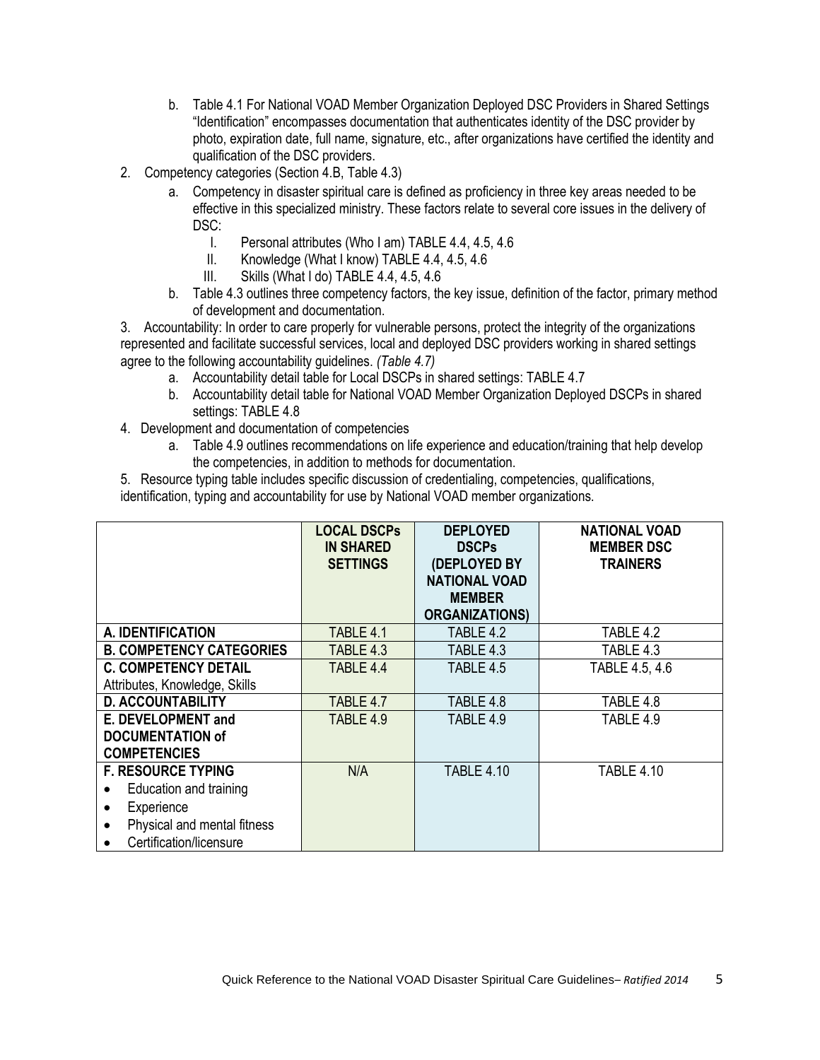b. Table 4.1 For National VOAD Member Organization Deployed DSC Providers in Shared Settings "Identification" encompasses documentation that authenticates identity of the DSC provider by photo, expiration date, full name, signature, etc., after organizations have certified the identity and qualification of the DSC providers.

2. Competency categories (Section 4.B, Table 4.3)
   a. Competency in disaster spiritual care is defined as proficiency in three key areas needed to be effective in this specialized ministry. These factors relate to several core issues in the delivery of DSC:
      I. Personal attributes (Who I am) TABLE 4.4, 4.5, 4.6
      II. Knowledge (What I know) TABLE 4.4, 4.5, 4.6
      III. Skills (What I do) TABLE 4.4, 4.5, 4.6
   b. Table 4.3 outlines three competency factors, the key issue, definition of the factor, primary method of development and documentation.

3. Accountability: In order to care properly for vulnerable persons, protect the integrity of the organizations represented and facilitate successful services, local and deployed DSC providers working in shared settings agree to the following accountability guidelines. *(Table 4.7)*
   a. Accountability detail table for Local DSCPs in shared settings: TABLE 4.7
   b. Accountability detail table for National VOAD Member Organization Deployed DSCPs in shared settings: TABLE 4.8

4. Development and documentation of competencies
   a. Table 4.9 outlines recommendations on life experience and education/training that help develop the competencies, in addition to methods for documentation.

5. Resource typing table includes specific discussion of credentialing, competencies, qualifications, identification, typing and accountability for use by National VOAD member organizations.

| | **LOCAL DSCPs IN SHARED SETTINGS** | **DEPLOYED DSCPs (DEPLOYED BY NATIONAL VOAD MEMBER ORGANIZATIONS)** | **NATIONAL VOAD MEMBER DSC TRAINERS** |
|---|---|---|---|
| **A. IDENTIFICATION** | TABLE 4.1 | TABLE 4.2 | TABLE 4.2 |
| **B. COMPETENCY CATEGORIES** | TABLE 4.3 | TABLE 4.3 | TABLE 4.3 |
| **C. COMPETENCY DETAIL** Attributes, Knowledge, Skills | TABLE 4.4 | TABLE 4.5 | TABLE 4.5, 4.6 |
| **D. ACCOUNTABILITY** | TABLE 4.7 | TABLE 4.8 | TABLE 4.8 |
| **E. DEVELOPMENT and DOCUMENTATION of COMPETENCIES** | TABLE 4.9 | TABLE 4.9 | TABLE 4.9 |
| **F. RESOURCE TYPING** • Education and training • Experience • Physical and mental fitness • Certification/licensure | N/A | TABLE 4.10 | TABLE 4.10 |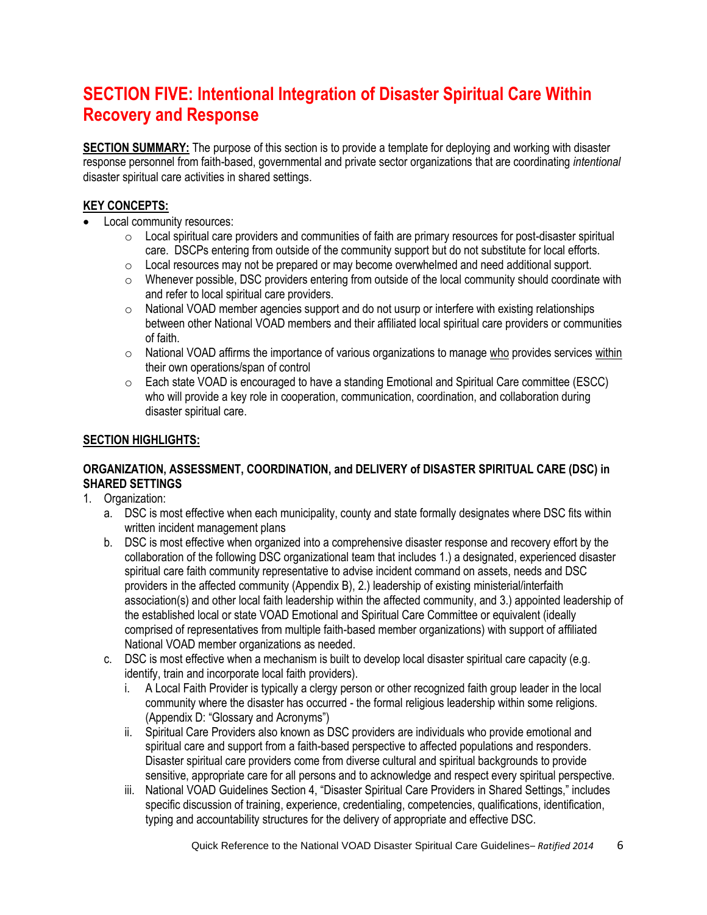# SECTION FIVE: Intentional Integration of Disaster Spiritual Care Within Recovery and Response

**SECTION SUMMARY:** The purpose of this section is to provide a template for deploying and working with disaster response personnel from faith-based, governmental and private sector organizations that are coordinating *intentional* disaster spiritual care activities in shared settings.

**KEY CONCEPTS:**

- Local community resources:
  - Local spiritual care providers and communities of faith are primary resources for post-disaster spiritual care. DSCPs entering from outside of the community support but do not substitute for local efforts.
  - Local resources may not be prepared or may become overwhelmed and need additional support.
  - Whenever possible, DSC providers entering from outside of the local community should coordinate with and refer to local spiritual care providers.
  - National VOAD member agencies support and do not usurp or interfere with existing relationships between other National VOAD members and their affiliated local spiritual care providers or communities of faith.
  - National VOAD affirms the importance of various organizations to manage who provides services within their own operations/span of control
  - Each state VOAD is encouraged to have a standing Emotional and Spiritual Care committee (ESCC) who will provide a key role in cooperation, communication, coordination, and collaboration during disaster spiritual care.

**SECTION HIGHLIGHTS:**

**ORGANIZATION, ASSESSMENT, COORDINATION, and DELIVERY of DISASTER SPIRITUAL CARE (DSC) in SHARED SETTINGS**

1. Organization:
   a. DSC is most effective when each municipality, county and state formally designates where DSC fits within written incident management plans
   b. DSC is most effective when organized into a comprehensive disaster response and recovery effort by the collaboration of the following DSC organizational team that includes 1.) a designated, experienced disaster spiritual care faith community representative to advise incident command on assets, needs and DSC providers in the affected community (Appendix B), 2.) leadership of existing ministerial/interfaith association(s) and other local faith leadership within the affected community, and 3.) appointed leadership of the established local or state VOAD Emotional and Spiritual Care Committee or equivalent (ideally comprised of representatives from multiple faith-based member organizations) with support of affiliated National VOAD member organizations as needed.
   c. DSC is most effective when a mechanism is built to develop local disaster spiritual care capacity (e.g. identify, train and incorporate local faith providers).
      i. A Local Faith Provider is typically a clergy person or other recognized faith group leader in the local community where the disaster has occurred - the formal religious leadership within some religions. (Appendix D: "Glossary and Acronyms")
      ii. Spiritual Care Providers also known as DSC providers are individuals who provide emotional and spiritual care and support from a faith-based perspective to affected populations and responders. Disaster spiritual care providers come from diverse cultural and spiritual backgrounds to provide sensitive, appropriate care for all persons and to acknowledge and respect every spiritual perspective.
      iii. National VOAD Guidelines Section 4, "Disaster Spiritual Care Providers in Shared Settings," includes specific discussion of training, experience, credentialing, competencies, qualifications, identification, typing and accountability structures for the delivery of appropriate and effective DSC.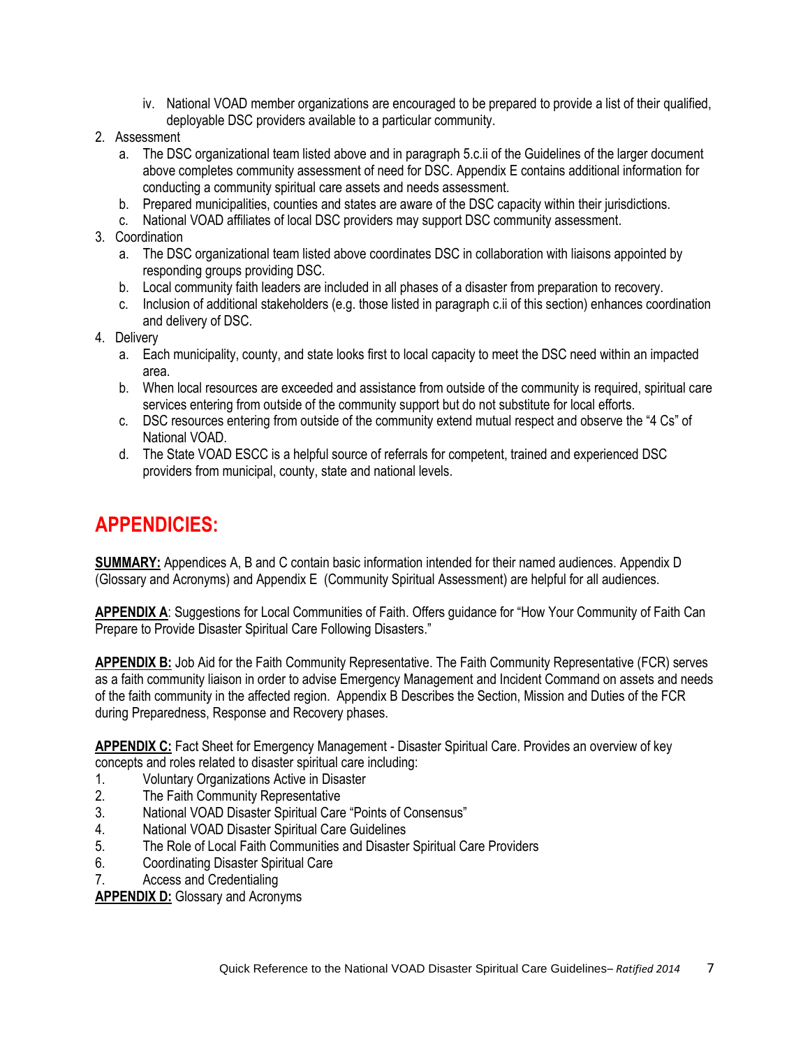iv. National VOAD member organizations are encouraged to be prepared to provide a list of their qualified, deployable DSC providers available to a particular community.

2. Assessment
   a. The DSC organizational team listed above and in paragraph 5.c.ii of the Guidelines of the larger document above completes community assessment of need for DSC. Appendix E contains additional information for conducting a community spiritual care assets and needs assessment.
   b. Prepared municipalities, counties and states are aware of the DSC capacity within their jurisdictions.
   c. National VOAD affiliates of local DSC providers may support DSC community assessment.
3. Coordination
   a. The DSC organizational team listed above coordinates DSC in collaboration with liaisons appointed by responding groups providing DSC.
   b. Local community faith leaders are included in all phases of a disaster from preparation to recovery.
   c. Inclusion of additional stakeholders (e.g. those listed in paragraph c.ii of this section) enhances coordination and delivery of DSC.
4. Delivery
   a. Each municipality, county, and state looks first to local capacity to meet the DSC need within an impacted area.
   b. When local resources are exceeded and assistance from outside of the community is required, spiritual care services entering from outside of the community support but do not substitute for local efforts.
   c. DSC resources entering from outside of the community extend mutual respect and observe the "4 Cs" of National VOAD.
   d. The State VOAD ESCC is a helpful source of referrals for competent, trained and experienced DSC providers from municipal, county, state and national levels.

## APPENDICIES:

**SUMMARY:** Appendices A, B and C contain basic information intended for their named audiences. Appendix D (Glossary and Acronyms) and Appendix E (Community Spiritual Assessment) are helpful for all audiences.

**APPENDIX A**: Suggestions for Local Communities of Faith. Offers guidance for "How Your Community of Faith Can Prepare to Provide Disaster Spiritual Care Following Disasters."

**APPENDIX B:** Job Aid for the Faith Community Representative. The Faith Community Representative (FCR) serves as a faith community liaison in order to advise Emergency Management and Incident Command on assets and needs of the faith community in the affected region. Appendix B Describes the Section, Mission and Duties of the FCR during Preparedness, Response and Recovery phases.

**APPENDIX C:** Fact Sheet for Emergency Management - Disaster Spiritual Care. Provides an overview of key concepts and roles related to disaster spiritual care including:

1. Voluntary Organizations Active in Disaster
2. The Faith Community Representative
3. National VOAD Disaster Spiritual Care "Points of Consensus"
4. National VOAD Disaster Spiritual Care Guidelines
5. The Role of Local Faith Communities and Disaster Spiritual Care Providers
6. Coordinating Disaster Spiritual Care
7. Access and Credentialing

**APPENDIX D:** Glossary and Acronyms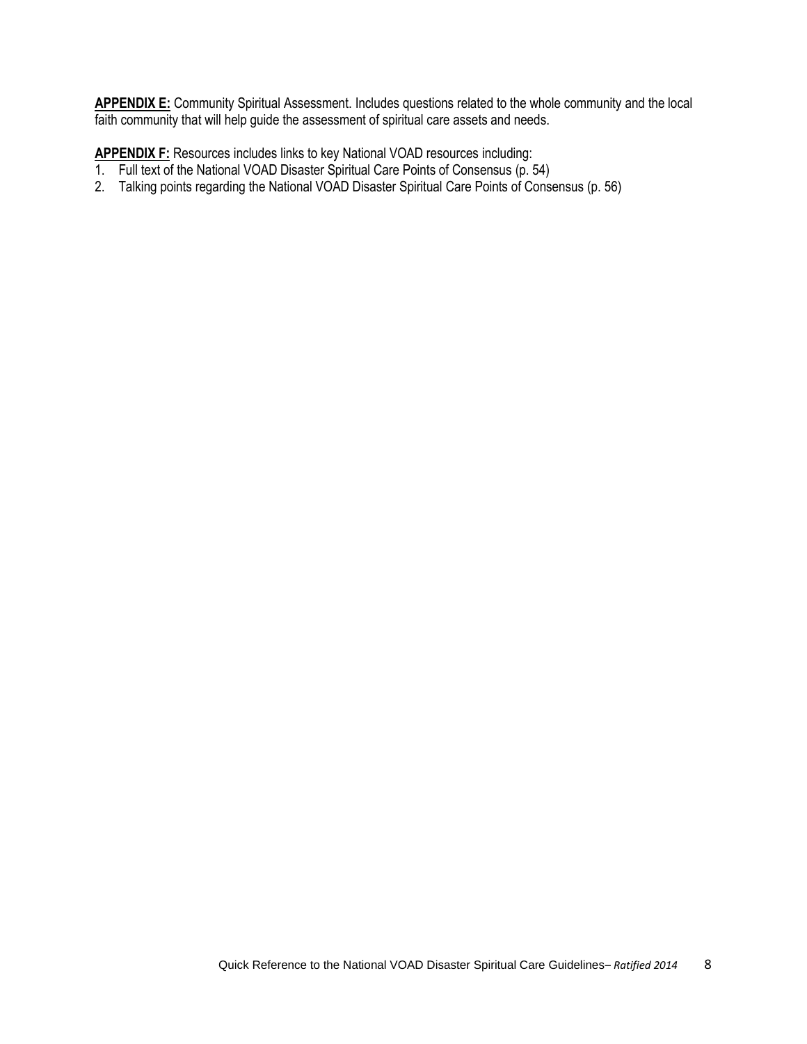**APPENDIX E:** Community Spiritual Assessment. Includes questions related to the whole community and the local faith community that will help guide the assessment of spiritual care assets and needs.

**APPENDIX F:** Resources includes links to key National VOAD resources including:

1. Full text of the National VOAD Disaster Spiritual Care Points of Consensus (p. 54)
2. Talking points regarding the National VOAD Disaster Spiritual Care Points of Consensus (p. 56)